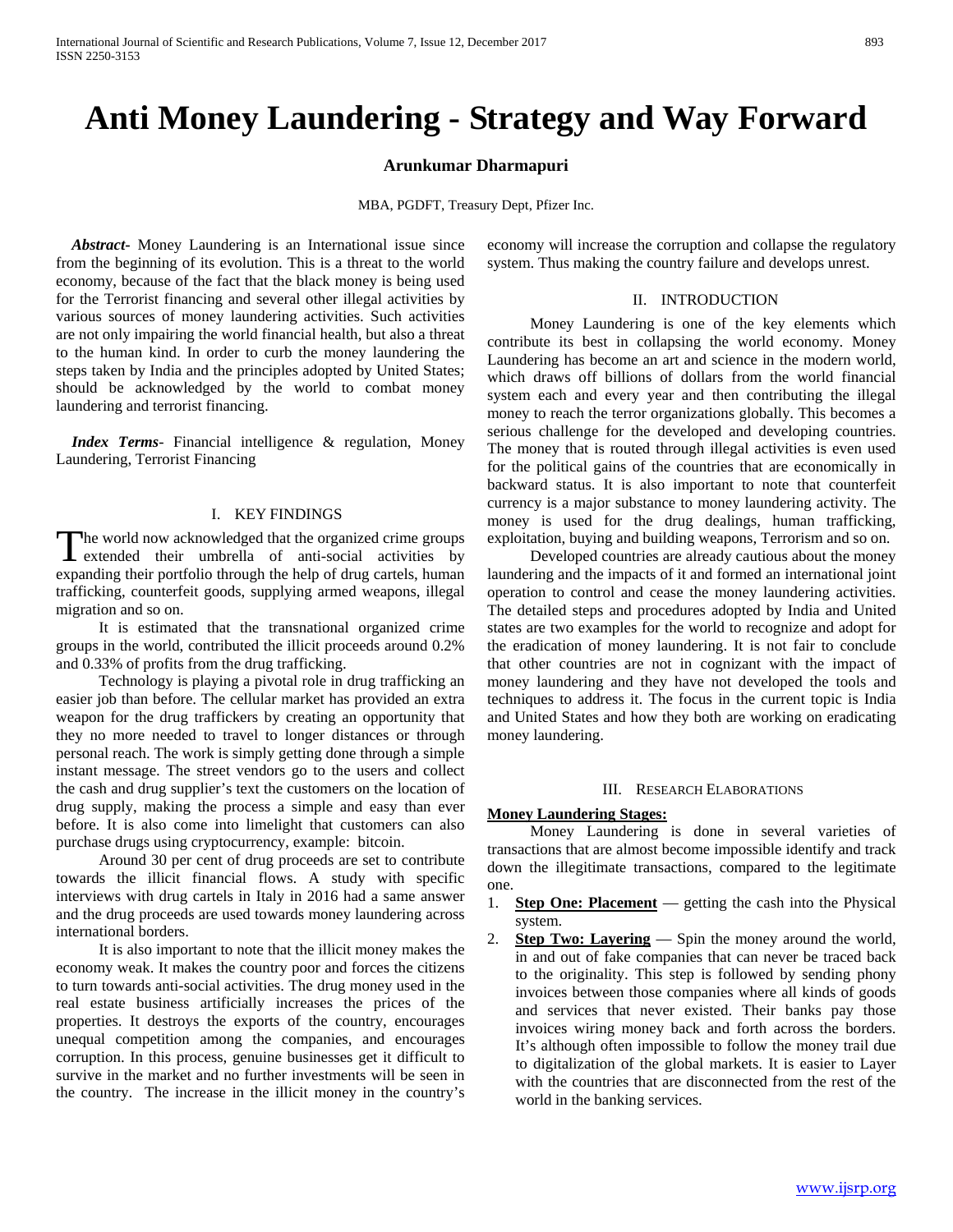# Anti Money Laundering - Strategy and Way Forward

**Arunkumar Dharmapuri**

MBA, PGDFT, Treasury Dept, Pfizer Inc.

***Abstract***- Money Laundering is an International issue since from the beginning of its evolution. This is a threat to the world economy, because of the fact that the black money is being used for the Terrorist financing and several other illegal activities by various sources of money laundering activities. Such activities are not only impairing the world financial health, but also a threat to the human kind. In order to curb the money laundering the steps taken by India and the principles adopted by United States; should be acknowledged by the world to combat money laundering and terrorist financing.

***Index Terms***- Financial intelligence & regulation, Money Laundering, Terrorist Financing

## I. KEY FINDINGS

The world now acknowledged that the organized crime groups extended their umbrella of anti-social activities by expanding their portfolio through the help of drug cartels, human trafficking, counterfeit goods, supplying armed weapons, illegal migration and so on.

It is estimated that the transnational organized crime groups in the world, contributed the illicit proceeds around 0.2% and 0.33% of profits from the drug trafficking.

Technology is playing a pivotal role in drug trafficking an easier job than before. The cellular market has provided an extra weapon for the drug traffickers by creating an opportunity that they no more needed to travel to longer distances or through personal reach. The work is simply getting done through a simple instant message. The street vendors go to the users and collect the cash and drug supplier's text the customers on the location of drug supply, making the process a simple and easy than ever before. It is also come into limelight that customers can also purchase drugs using cryptocurrency, example: bitcoin.

Around 30 per cent of drug proceeds are set to contribute towards the illicit financial flows. A study with specific interviews with drug cartels in Italy in 2016 had a same answer and the drug proceeds are used towards money laundering across international borders.

It is also important to note that the illicit money makes the economy weak. It makes the country poor and forces the citizens to turn towards anti-social activities. The drug money used in the real estate business artificially increases the prices of the properties. It destroys the exports of the country, encourages unequal competition among the companies, and encourages corruption. In this process, genuine businesses get it difficult to survive in the market and no further investments will be seen in the country. The increase in the illicit money in the country's economy will increase the corruption and collapse the regulatory system. Thus making the country failure and develops unrest.

## II. INTRODUCTION

Money Laundering is one of the key elements which contribute its best in collapsing the world economy. Money Laundering has become an art and science in the modern world, which draws off billions of dollars from the world financial system each and every year and then contributing the illegal money to reach the terror organizations globally. This becomes a serious challenge for the developed and developing countries. The money that is routed through illegal activities is even used for the political gains of the countries that are economically in backward status. It is also important to note that counterfeit currency is a major substance to money laundering activity. The money is used for the drug dealings, human trafficking, exploitation, buying and building weapons, Terrorism and so on.

Developed countries are already cautious about the money laundering and the impacts of it and formed an international joint operation to control and cease the money laundering activities. The detailed steps and procedures adopted by India and United states are two examples for the world to recognize and adopt for the eradication of money laundering. It is not fair to conclude that other countries are not in cognizant with the impact of money laundering and they have not developed the tools and techniques to address it. The focus in the current topic is India and United States and how they both are working on eradicating money laundering.

## III. RESEARCH ELABORATIONS

**Money Laundering Stages:**

Money Laundering is done in several varieties of transactions that are almost become impossible identify and track down the illegitimate transactions, compared to the legitimate one.

1. **Step One: Placement** — getting the cash into the Physical system.
2. **Step Two: Layering** — Spin the money around the world, in and out of fake companies that can never be traced back to the originality. This step is followed by sending phony invoices between those companies where all kinds of goods and services that never existed. Their banks pay those invoices wiring money back and forth across the borders. It's although often impossible to follow the money trail due to digitalization of the global markets. It is easier to Layer with the countries that are disconnected from the rest of the world in the banking services.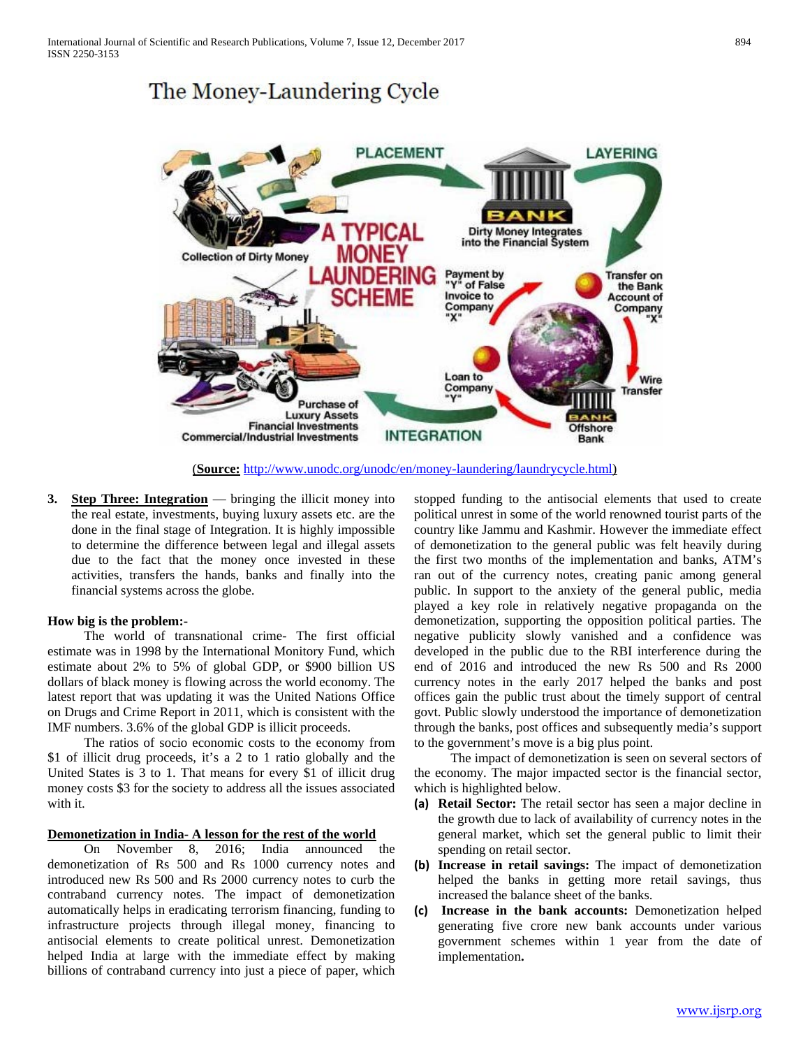The Money-Laundering Cycle

PLACEMENT

LAYERING

Collection of Dirty Money

A TYPICAL MONEY LAUNDERING SCHEME

BANK

Dirty Money Integrates into the Financial System

Payment by "Y" of False Invoice to Company "X"

Transfer on the Bank Account of Company "X"

Loan to Company "Y"

Wire Transfer

Purchase of Luxury Assets Financial Investments Commercial/Industrial Investments

INTEGRATION

BANK Offshore Bank

(**Source:** http://www.unodc.org/unodc/en/money-laundering/laundrycycle.html)

3. **Step Three: Integration** — bringing the illicit money into the real estate, investments, buying luxury assets etc. are the done in the final stage of Integration. It is highly impossible to determine the difference between legal and illegal assets due to the fact that the money once invested in these activities, transfers the hands, banks and finally into the financial systems across the globe.

**How big is the problem:-**

The world of transnational crime- The first official estimate was in 1998 by the International Monitory Fund, which estimate about 2% to 5% of global GDP, or $900 billion US dollars of black money is flowing across the world economy. The latest report that was updating it was the United Nations Office on Drugs and Crime Report in 2011, which is consistent with the IMF numbers. 3.6% of the global GDP is illicit proceeds.

The ratios of socio economic costs to the economy from $1 of illicit drug proceeds, it's a 2 to 1 ratio globally and the United States is 3 to 1. That means for every $1 of illicit drug money costs $3 for the society to address all the issues associated with it.

**Demonetization in India- A lesson for the rest of the world**

On November 8, 2016; India announced the demonetization of Rs 500 and Rs 1000 currency notes and introduced new Rs 500 and Rs 2000 currency notes to curb the contraband currency notes. The impact of demonetization automatically helps in eradicating terrorism financing, funding to infrastructure projects through illegal money, financing to antisocial elements to create political unrest. Demonetization helped India at large with the immediate effect by making billions of contraband currency into just a piece of paper, which stopped funding to the antisocial elements that used to create political unrest in some of the world renowned tourist parts of the country like Jammu and Kashmir. However the immediate effect of demonetization to the general public was felt heavily during the first two months of the implementation and banks, ATM's ran out of the currency notes, creating panic among general public. In support to the anxiety of the general public, media played a key role in relatively negative propaganda on the demonetization, supporting the opposition political parties. The negative publicity slowly vanished and a confidence was developed in the public due to the RBI interference during the end of 2016 and introduced the new Rs 500 and Rs 2000 currency notes in the early 2017 helped the banks and post offices gain the public trust about the timely support of central govt. Public slowly understood the importance of demonetization through the banks, post offices and subsequently media's support to the government's move is a big plus point.

The impact of demonetization is seen on several sectors of the economy. The major impacted sector is the financial sector, which is highlighted below.

(a) **Retail Sector:** The retail sector has seen a major decline in the growth due to lack of availability of currency notes in the general market, which set the general public to limit their spending on retail sector.
(b) **Increase in retail savings:** The impact of demonetization helped the banks in getting more retail savings, thus increased the balance sheet of the banks.
(c) **Increase in the bank accounts:** Demonetization helped generating five crore new bank accounts under various government schemes within 1 year from the date of implementation**.**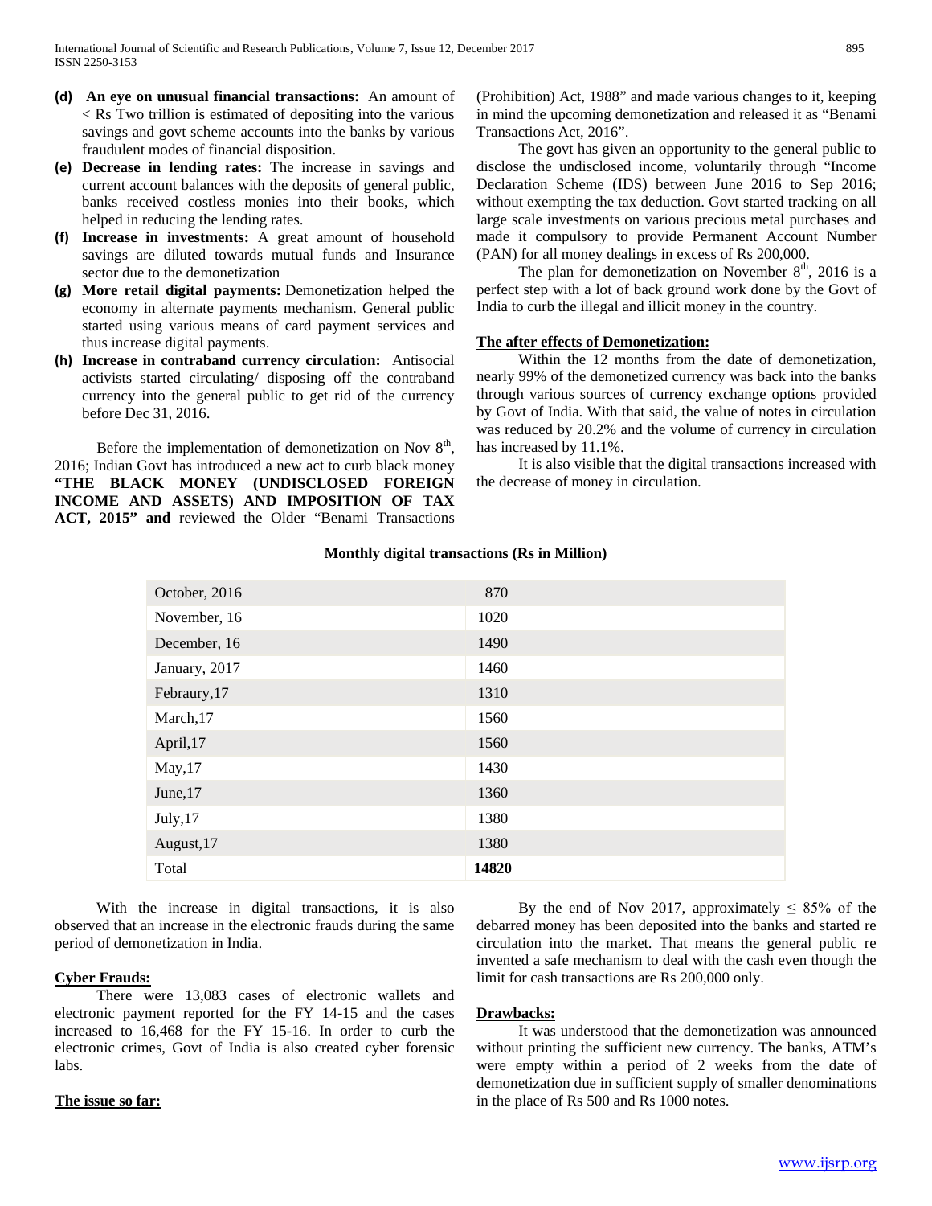- **(d) An eye on unusual financial transactions:** An amount of < Rs Two trillion is estimated of depositing into the various savings and govt scheme accounts into the banks by various fraudulent modes of financial disposition.
- **(e) Decrease in lending rates:** The increase in savings and current account balances with the deposits of general public, banks received costless monies into their books, which helped in reducing the lending rates.
- **(f) Increase in investments:** A great amount of household savings are diluted towards mutual funds and Insurance sector due to the demonetization
- **(g) More retail digital payments:** Demonetization helped the economy in alternate payments mechanism. General public started using various means of card payment services and thus increase digital payments.
- **(h) Increase in contraband currency circulation:** Antisocial activists started circulating/ disposing off the contraband currency into the general public to get rid of the currency before Dec 31, 2016.

Before the implementation of demonetization on Nov 8th, 2016; Indian Govt has introduced a new act to curb black money **"THE BLACK MONEY (UNDISCLOSED FOREIGN INCOME AND ASSETS) AND IMPOSITION OF TAX ACT, 2015" and** reviewed the Older "Benami Transactions (Prohibition) Act, 1988" and made various changes to it, keeping in mind the upcoming demonetization and released it as "Benami Transactions Act, 2016".

The govt has given an opportunity to the general public to disclose the undisclosed income, voluntarily through "Income Declaration Scheme (IDS) between June 2016 to Sep 2016; without exempting the tax deduction. Govt started tracking on all large scale investments on various precious metal purchases and made it compulsory to provide Permanent Account Number (PAN) for all money dealings in excess of Rs 200,000.

The plan for demonetization on November 8th, 2016 is a perfect step with a lot of back ground work done by the Govt of India to curb the illegal and illicit money in the country.

## The after effects of Demonetization:

Within the 12 months from the date of demonetization, nearly 99% of the demonetized currency was back into the banks through various sources of currency exchange options provided by Govt of India. With that said, the value of notes in circulation was reduced by 20.2% and the volume of currency in circulation has increased by 11.1%.

It is also visible that the digital transactions increased with the decrease of money in circulation.

**Monthly digital transactions (Rs in Million)**

| Month | Rs in Million |
|---|---|
| October, 2016 | 870 |
| November, 16 | 1020 |
| December, 16 | 1490 |
| January, 2017 | 1460 |
| Febraury,17 | 1310 |
| March,17 | 1560 |
| April,17 | 1560 |
| May,17 | 1430 |
| June,17 | 1360 |
| July,17 | 1380 |
| August,17 | 1380 |
| Total | **14820** |

With the increase in digital transactions, it is also observed that an increase in the electronic frauds during the same period of demonetization in India.

## Cyber Frauds:

There were 13,083 cases of electronic wallets and electronic payment reported for the FY 14-15 and the cases increased to 16,468 for the FY 15-16. In order to curb the electronic crimes, Govt of India is also created cyber forensic labs.

## The issue so far:

By the end of Nov 2017, approximately ≤ 85% of the debarred money has been deposited into the banks and started re circulation into the market. That means the general public re invented a safe mechanism to deal with the cash even though the limit for cash transactions are Rs 200,000 only.

## Drawbacks:

It was understood that the demonetization was announced without printing the sufficient new currency. The banks, ATM's were empty within a period of 2 weeks from the date of demonetization due in sufficient supply of smaller denominations in the place of Rs 500 and Rs 1000 notes.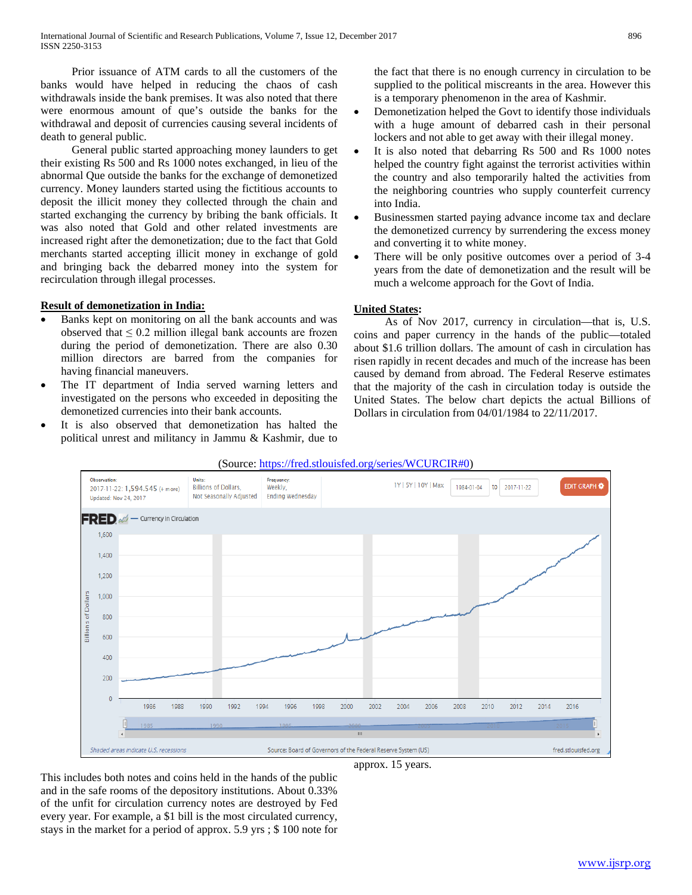Prior issuance of ATM cards to all the customers of the banks would have helped in reducing the chaos of cash withdrawals inside the bank premises. It was also noted that there were enormous amount of que's outside the banks for the withdrawal and deposit of currencies causing several incidents of death to general public.

General public started approaching money launders to get their existing Rs 500 and Rs 1000 notes exchanged, in lieu of the abnormal Que outside the banks for the exchange of demonetized currency. Money launders started using the fictitious accounts to deposit the illicit money they collected through the chain and started exchanging the currency by bribing the bank officials. It was also noted that Gold and other related investments are increased right after the demonetization; due to the fact that Gold merchants started accepting illicit money in exchange of gold and bringing back the debarred money into the system for recirculation through illegal processes.

**Result of demonetization in India:**

- Banks kept on monitoring on all the bank accounts and was observed that ≤ 0.2 million illegal bank accounts are frozen during the period of demonetization. There are also 0.30 million directors are barred from the companies for having financial maneuvers.
- The IT department of India served warning letters and investigated on the persons who exceeded in depositing the demonetized currencies into their bank accounts.
- It is also observed that demonetization has halted the political unrest and militancy in Jammu & Kashmir, due to the fact that there is no enough currency in circulation to be supplied to the political miscreants in the area. However this is a temporary phenomenon in the area of Kashmir.
- Demonetization helped the Govt to identify those individuals with a huge amount of debarred cash in their personal lockers and not able to get away with their illegal money.
- It is also noted that debarring Rs 500 and Rs 1000 notes helped the country fight against the terrorist activities within the country and also temporarily halted the activities from the neighboring countries who supply counterfeit currency into India.
- Businessmen started paying advance income tax and declare the demonetized currency by surrendering the excess money and converting it to white money.
- There will be only positive outcomes over a period of 3-4 years from the date of demonetization and the result will be much a welcome approach for the Govt of India.

**United States:**

As of Nov 2017, currency in circulation—that is, U.S. coins and paper currency in the hands of the public—totaled about $1.6 trillion dollars. The amount of cash in circulation has risen rapidly in recent decades and much of the increase has been caused by demand from abroad. The Federal Reserve estimates that the majority of the cash in circulation today is outside the United States. The below chart depicts the actual Billions of Dollars in circulation from 04/01/1984 to 22/11/2017.

(Source: https://fred.stlouisfed.org/series/WCURCIR#0)

This includes both notes and coins held in the hands of the public and in the safe rooms of the depository institutions. About 0.33% of the unfit for circulation currency notes are destroyed by Fed every year. For example, a $1 bill is the most circulated currency, stays in the market for a period of approx. 5.9 yrs ; $ 100 note for approx. 15 years.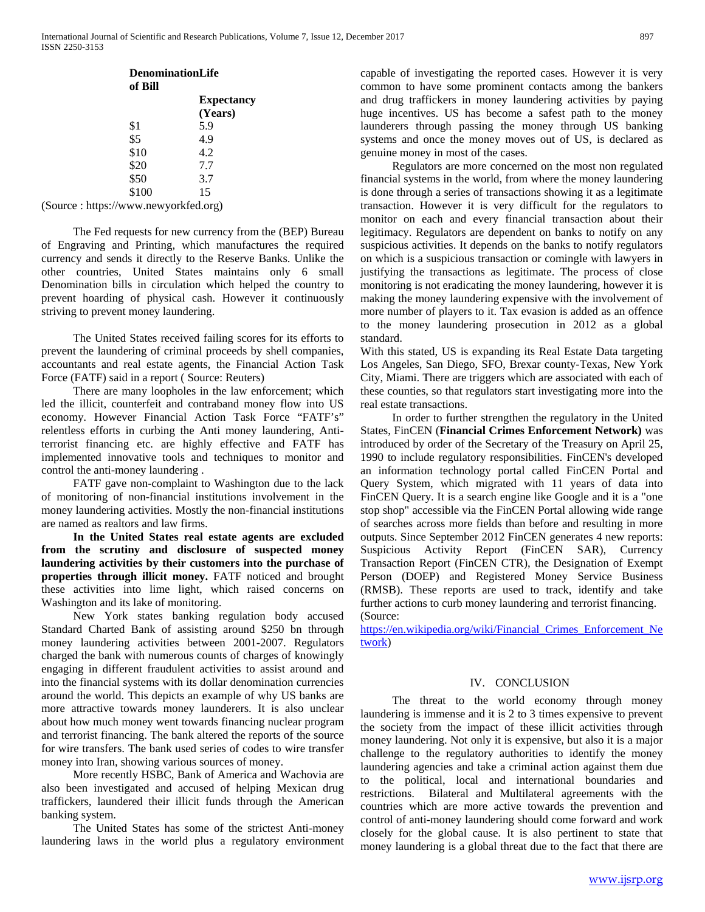| Denomination of Bill | Life Expectancy (Years) |
| --- | --- |
| $1 | 5.9 |
| $5 | 4.9 |
| $10 | 4.2 |
| $20 | 7.7 |
| $50 | 3.7 |
| $100 | 15 |

(Source : https://www.newyorkfed.org)

The Fed requests for new currency from the (BEP) Bureau of Engraving and Printing, which manufactures the required currency and sends it directly to the Reserve Banks. Unlike the other countries, United States maintains only 6 small Denomination bills in circulation which helped the country to prevent hoarding of physical cash. However it continuously striving to prevent money laundering.

The United States received failing scores for its efforts to prevent the laundering of criminal proceeds by shell companies, accountants and real estate agents, the Financial Action Task Force (FATF) said in a report ( Source: Reuters)

There are many loopholes in the law enforcement; which led the illicit, counterfeit and contraband money flow into US economy. However Financial Action Task Force "FATF's" relentless efforts in curbing the Anti money laundering, Anti-terrorist financing etc. are highly effective and FATF has implemented innovative tools and techniques to monitor and control the anti-money laundering .

FATF gave non-complaint to Washington due to the lack of monitoring of non-financial institutions involvement in the money laundering activities. Mostly the non-financial institutions are named as realtors and law firms.

**In the United States real estate agents are excluded from the scrutiny and disclosure of suspected money laundering activities by their customers into the purchase of properties through illicit money.** FATF noticed and brought these activities into lime light, which raised concerns on Washington and its lake of monitoring.

New York states banking regulation body accused Standard Charted Bank of assisting around $250 bn through money laundering activities between 2001-2007. Regulators charged the bank with numerous counts of charges of knowingly engaging in different fraudulent activities to assist around and into the financial systems with its dollar denomination currencies around the world. This depicts an example of why US banks are more attractive towards money launderers. It is also unclear about how much money went towards financing nuclear program and terrorist financing. The bank altered the reports of the source for wire transfers. The bank used series of codes to wire transfer money into Iran, showing various sources of money.

More recently HSBC, Bank of America and Wachovia are also been investigated and accused of helping Mexican drug traffickers, laundered their illicit funds through the American banking system.

The United States has some of the strictest Anti-money laundering laws in the world plus a regulatory environment capable of investigating the reported cases. However it is very common to have some prominent contacts among the bankers and drug traffickers in money laundering activities by paying huge incentives. US has become a safest path to the money launderers through passing the money through US banking systems and once the money moves out of US, is declared as genuine money in most of the cases.

Regulators are more concerned on the most non regulated financial systems in the world, from where the money laundering is done through a series of transactions showing it as a legitimate transaction. However it is very difficult for the regulators to monitor on each and every financial transaction about their legitimacy. Regulators are dependent on banks to notify on any suspicious activities. It depends on the banks to notify regulators on which is a suspicious transaction or comingle with lawyers in justifying the transactions as legitimate. The process of close monitoring is not eradicating the money laundering, however it is making the money laundering expensive with the involvement of more number of players to it. Tax evasion is added as an offence to the money laundering prosecution in 2012 as a global standard.

With this stated, US is expanding its Real Estate Data targeting Los Angeles, San Diego, SFO, Brexar county-Texas, New York City, Miami. There are triggers which are associated with each of these counties, so that regulators start investigating more into the real estate transactions.

In order to further strengthen the regulatory in the United States, FinCEN (**Financial Crimes Enforcement Network)** was introduced by order of the Secretary of the Treasury on April 25, 1990 to include regulatory responsibilities. FinCEN's developed an information technology portal called FinCEN Portal and Query System, which migrated with 11 years of data into FinCEN Query. It is a search engine like Google and it is a "one stop shop" accessible via the FinCEN Portal allowing wide range of searches across more fields than before and resulting in more outputs. Since September 2012 FinCEN generates 4 new reports: Suspicious Activity Report (FinCEN SAR), Currency Transaction Report (FinCEN CTR), the Designation of Exempt Person (DOEP) and Registered Money Service Business (RMSB). These reports are used to track, identify and take further actions to curb money laundering and terrorist financing. (Source: https://en.wikipedia.org/wiki/Financial_Crimes_Enforcement_Network)

## IV. CONCLUSION

The threat to the world economy through money laundering is immense and it is 2 to 3 times expensive to prevent the society from the impact of these illicit activities through money laundering. Not only it is expensive, but also it is a major challenge to the regulatory authorities to identify the money laundering agencies and take a criminal action against them due to the political, local and international boundaries and restrictions. Bilateral and Multilateral agreements with the countries which are more active towards the prevention and control of anti-money laundering should come forward and work closely for the global cause. It is also pertinent to state that money laundering is a global threat due to the fact that there are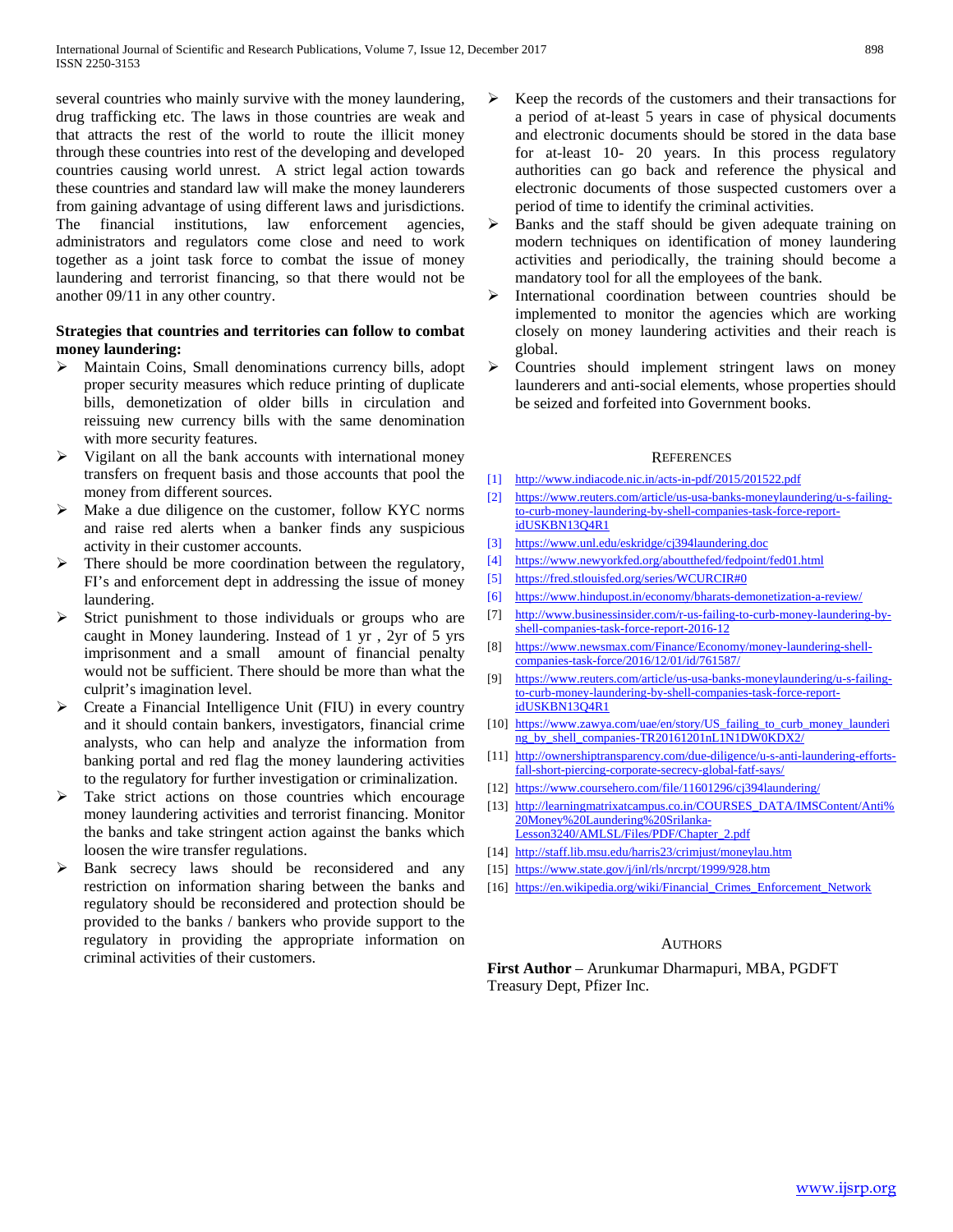several countries who mainly survive with the money laundering, drug trafficking etc. The laws in those countries are weak and that attracts the rest of the world to route the illicit money through these countries into rest of the developing and developed countries causing world unrest. A strict legal action towards these countries and standard law will make the money launderers from gaining advantage of using different laws and jurisdictions. The financial institutions, law enforcement agencies, administrators and regulators come close and need to work together as a joint task force to combat the issue of money laundering and terrorist financing, so that there would not be another 09/11 in any other country.

**Strategies that countries and territories can follow to combat money laundering:**

- Maintain Coins, Small denominations currency bills, adopt proper security measures which reduce printing of duplicate bills, demonetization of older bills in circulation and reissuing new currency bills with the same denomination with more security features.
- Vigilant on all the bank accounts with international money transfers on frequent basis and those accounts that pool the money from different sources.
- Make a due diligence on the customer, follow KYC norms and raise red alerts when a banker finds any suspicious activity in their customer accounts.
- There should be more coordination between the regulatory, FI's and enforcement dept in addressing the issue of money laundering.
- Strict punishment to those individuals or groups who are caught in Money laundering. Instead of 1 yr , 2yr of 5 yrs imprisonment and a small amount of financial penalty would not be sufficient. There should be more than what the culprit's imagination level.
- Create a Financial Intelligence Unit (FIU) in every country and it should contain bankers, investigators, financial crime analysts, who can help and analyze the information from banking portal and red flag the money laundering activities to the regulatory for further investigation or criminalization.
- Take strict actions on those countries which encourage money laundering activities and terrorist financing. Monitor the banks and take stringent action against the banks which loosen the wire transfer regulations.
- Bank secrecy laws should be reconsidered and any restriction on information sharing between the banks and regulatory should be reconsidered and protection should be provided to the banks / bankers who provide support to the regulatory in providing the appropriate information on criminal activities of their customers.
- Keep the records of the customers and their transactions for a period of at-least 5 years in case of physical documents and electronic documents should be stored in the data base for at-least 10- 20 years. In this process regulatory authorities can go back and reference the physical and electronic documents of those suspected customers over a period of time to identify the criminal activities.
- Banks and the staff should be given adequate training on modern techniques on identification of money laundering activities and periodically, the training should become a mandatory tool for all the employees of the bank.
- International coordination between countries should be implemented to monitor the agencies which are working closely on money laundering activities and their reach is global.
- Countries should implement stringent laws on money launderers and anti-social elements, whose properties should be seized and forfeited into Government books.

## References

[1] http://www.indiacode.nic.in/acts-in-pdf/2015/201522.pdf

[2] https://www.reuters.com/article/us-usa-banks-moneylaundering/u-s-failing-to-curb-money-laundering-by-shell-companies-task-force-report-idUSKBN13Q4R1

[3] https://www.unl.edu/eskridge/cj394laundering.doc

[4] https://www.newyorkfed.org/aboutthefed/fedpoint/fed01.html

[5] https://fred.stlouisfed.org/series/WCURCIR#0

[6] https://www.hindupost.in/economy/bharats-demonetization-a-review/

[7] http://www.businessinsider.com/r-us-failing-to-curb-money-laundering-by-shell-companies-task-force-report-2016-12

[8] https://www.newsmax.com/Finance/Economy/money-laundering-shell-companies-task-force/2016/12/01/id/761587/

[9] https://www.reuters.com/article/us-usa-banks-moneylaundering/u-s-failing-to-curb-money-laundering-by-shell-companies-task-force-report-idUSKBN13Q4R1

[10] https://www.zawya.com/uae/en/story/US_failing_to_curb_money_laundering_by_shell_companies-TR20161201nL1N1DW0KDX2/

[11] http://ownershiptransparency.com/due-diligence/u-s-anti-laundering-efforts-fall-short-piercing-corporate-secrecy-global-fatf-says/

[12] https://www.coursehero.com/file/11601296/cj394laundering/

[13] http://learningmatrixatcampus.co.in/COURSES_DATA/IMSContent/Anti%20Money%20Laundering%20Srilanka-Lesson3240/AMLSL/Files/PDF/Chapter_2.pdf

[14] http://staff.lib.msu.edu/harris23/crimjust/moneylau.htm

[15] https://www.state.gov/j/inl/rls/nrcrpt/1999/928.htm

[16] https://en.wikipedia.org/wiki/Financial_Crimes_Enforcement_Network

## Authors

**First Author** – Arunkumar Dharmapuri, MBA, PGDFT Treasury Dept, Pfizer Inc.